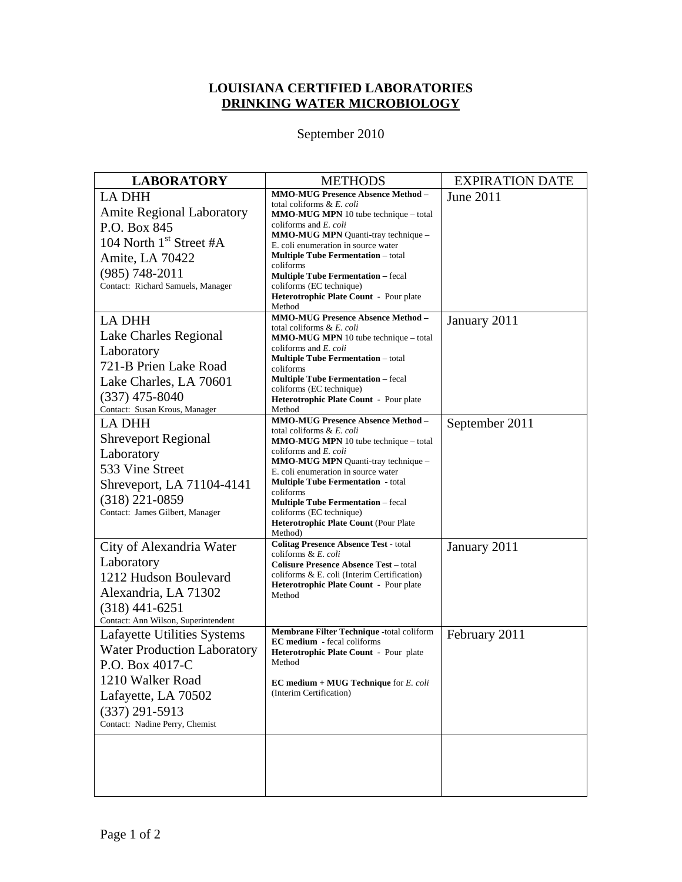# LOUISIANA CERTIFIED LABORATORIES

## DRINKING WATER MICROBIOLOGY

September 2010

| LABORATORY | METHODS | EXPIRATION DATE |
|---|---|---|
| LA DHH<br>Amite Regional Laboratory<br>P.O. Box 845<br>104 North 1st Street #A<br>Amite, LA 70422<br>(985) 748-2011<br>Contact: Richard Samuels, Manager | **MMO-MUG Presence Absence Method –** total coliforms & *E. coli*<br>**MMO-MUG MPN** 10 tube technique – total coliforms and *E. coli*<br>**MMO-MUG MPN** Quanti-tray technique – E. coli enumeration in source water<br>**Multiple Tube Fermentation** – total coliforms<br>**Multiple Tube Fermentation –** fecal coliforms (EC technique)<br>**Heterotrophic Plate Count** - Pour plate Method | June 2011 |
| LA DHH<br>Lake Charles Regional Laboratory<br>721-B Prien Lake Road<br>Lake Charles, LA 70601<br>(337) 475-8040<br>Contact: Susan Krous, Manager | **MMO-MUG Presence Absence Method –** total coliforms & *E. coli*<br>**MMO-MUG MPN** 10 tube technique – total coliforms and *E. coli*<br>**Multiple Tube Fermentation** – total coliforms<br>**Multiple Tube Fermentation** – fecal coliforms (EC technique)<br>**Heterotrophic Plate Count** - Pour plate Method | January 2011 |
| LA DHH<br>Shreveport Regional Laboratory<br>533 Vine Street<br>Shreveport, LA 71104-4141<br>(318) 221-0859<br>Contact: James Gilbert, Manager | **MMO-MUG Presence Absence Method** – total coliforms & *E. coli*<br>**MMO-MUG MPN** 10 tube technique – total coliforms and *E. coli*<br>**MMO-MUG MPN** Quanti-tray technique – E. coli enumeration in source water<br>**Multiple Tube Fermentation** - total coliforms<br>**Multiple Tube Fermentation** – fecal coliforms (EC technique)<br>**Heterotrophic Plate Count** (Pour Plate Method) | September 2011 |
| City of Alexandria Water Laboratory<br>1212 Hudson Boulevard<br>Alexandria, LA 71302<br>(318) 441-6251<br>Contact: Ann Wilson, Superintendent | **Colitag Presence Absence Test -** total coliforms & *E. coli*<br>**Colisure Presence Absence Test** – total coliforms & E. coli (Interim Certification)<br>**Heterotrophic Plate Count** - Pour plate Method | January 2011 |
| Lafayette Utilities Systems Water Production Laboratory<br>P.O. Box 4017-C<br>1210 Walker Road<br>Lafayette, LA 70502<br>(337) 291-5913<br>Contact: Nadine Perry, Chemist | **Membrane Filter Technique** -total coliform<br>**EC medium** - fecal coliforms<br>**Heterotrophic Plate Count** - Pour plate Method<br><br>**EC medium + MUG Technique** for *E. coli* (Interim Certification) | February 2011 |
| | | |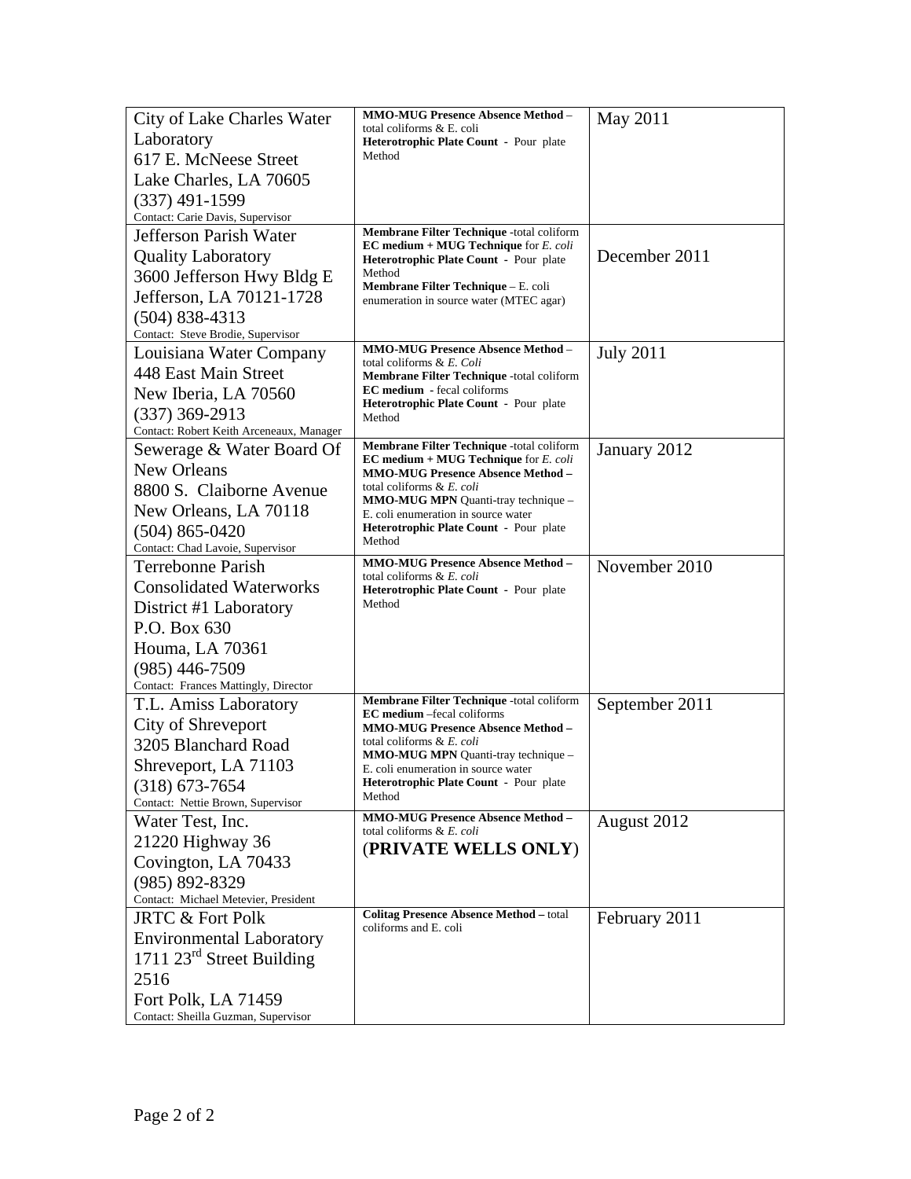| | | |
|---|---|---|
| City of Lake Charles Water Laboratory<br>617 E. McNeese Street<br>Lake Charles, LA 70605<br>(337) 491-1599<br>Contact: Carie Davis, Supervisor | **MMO-MUG Presence Absence Method** – total coliforms & E. coli<br>**Heterotrophic Plate Count** - Pour plate Method | May 2011 |
| Jefferson Parish Water Quality Laboratory<br>3600 Jefferson Hwy Bldg E<br>Jefferson, LA 70121-1728<br>(504) 838-4313<br>Contact: Steve Brodie, Supervisor | **Membrane Filter Technique** -total coliform<br>**EC medium + MUG Technique** for *E. coli*<br>**Heterotrophic Plate Count** - Pour plate Method<br>**Membrane Filter Technique** – E. coli enumeration in source water (MTEC agar) | December 2011 |
| Louisiana Water Company<br>448 East Main Street<br>New Iberia, LA 70560<br>(337) 369-2913<br>Contact: Robert Keith Arceneaux, Manager | **MMO-MUG Presence Absence Method** – total coliforms & *E. Coli*<br>**Membrane Filter Technique** -total coliform<br>**EC medium** - fecal coliforms<br>**Heterotrophic Plate Count** - Pour plate Method | July 2011 |
| Sewerage & Water Board Of New Orleans<br>8800 S. Claiborne Avenue<br>New Orleans, LA 70118<br>(504) 865-0420<br>Contact: Chad Lavoie, Supervisor | **Membrane Filter Technique** -total coliform<br>**EC medium + MUG Technique** for *E. coli*<br>**MMO-MUG Presence Absence Method** – total coliforms & *E. coli*<br>**MMO-MUG MPN** Quanti-tray technique – E. coli enumeration in source water<br>**Heterotrophic Plate Count** - Pour plate Method | January 2012 |
| Terrebonne Parish Consolidated Waterworks District #1 Laboratory<br>P.O. Box 630<br>Houma, LA 70361<br>(985) 446-7509<br>Contact: Frances Mattingly, Director | **MMO-MUG Presence Absence Method** – total coliforms & *E. coli*<br>**Heterotrophic Plate Count** - Pour plate Method | November 2010 |
| T.L. Amiss Laboratory<br>City of Shreveport<br>3205 Blanchard Road<br>Shreveport, LA 71103<br>(318) 673-7654<br>Contact: Nettie Brown, Supervisor | **Membrane Filter Technique** -total coliform<br>**EC medium** –fecal coliforms<br>**MMO-MUG Presence Absence Method** – total coliforms & *E. coli*<br>**MMO-MUG MPN** Quanti-tray technique – E. coli enumeration in source water<br>**Heterotrophic Plate Count** - Pour plate Method | September 2011 |
| Water Test, Inc.<br>21220 Highway 36<br>Covington, LA 70433<br>(985) 892-8329<br>Contact: Michael Metevier, President | **MMO-MUG Presence Absence Method** – total coliforms & *E. coli*<br>(**PRIVATE WELLS ONLY**) | August 2012 |
| JRTC & Fort Polk Environmental Laboratory<br>1711 23rd Street Building 2516<br>Fort Polk, LA 71459<br>Contact: Sheilla Guzman, Supervisor | **Colitag Presence Absence Method** – total coliforms and E. coli | February 2011 |